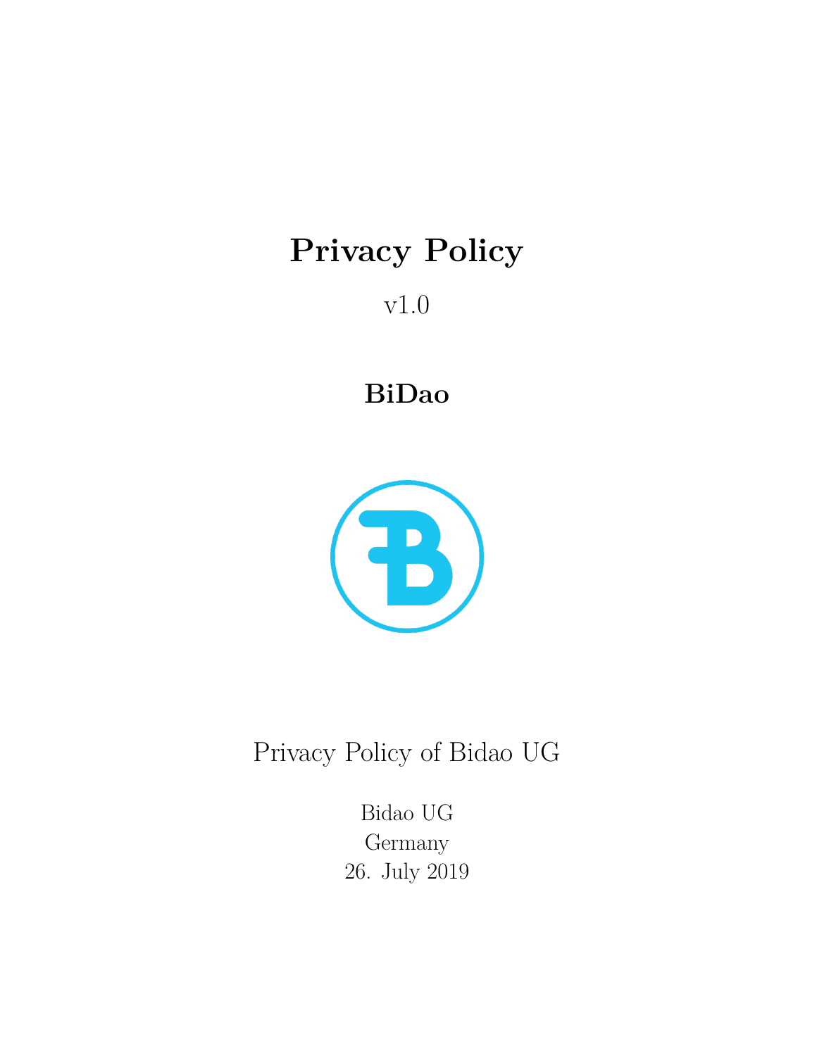# Privacy Policy

v1.0

**BiDao**

Privacy Policy of Bidao UG

Bidao UG
Germany
26. July 2019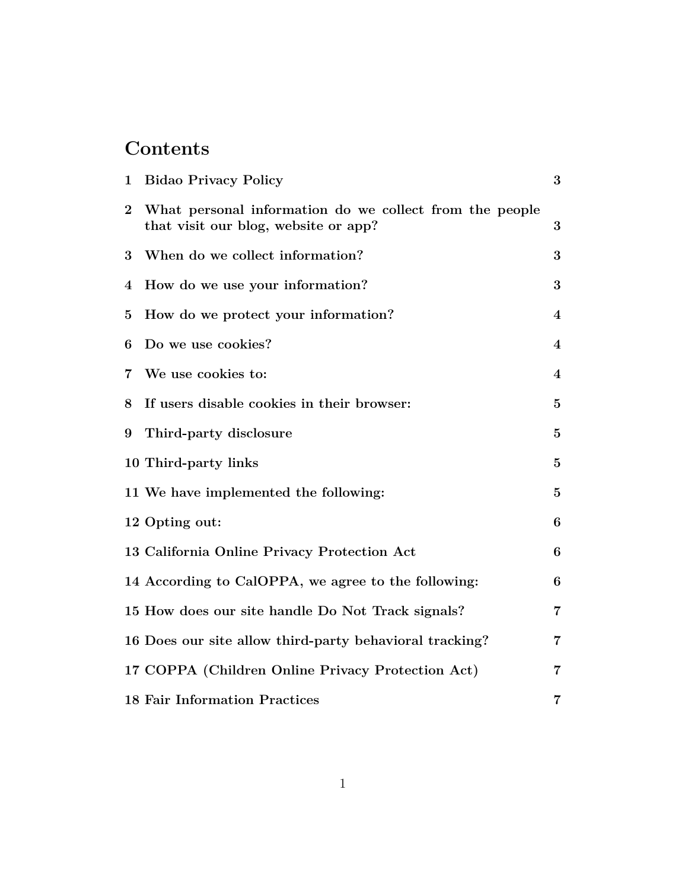# Contents

| | | |
|---|---|---|
| 1 | Bidao Privacy Policy | 3 |
| 2 | What personal information do we collect from the people that visit our blog, website or app? | 3 |
| 3 | When do we collect information? | 3 |
| 4 | How do we use your information? | 3 |
| 5 | How do we protect your information? | 4 |
| 6 | Do we use cookies? | 4 |
| 7 | We use cookies to: | 4 |
| 8 | If users disable cookies in their browser: | 5 |
| 9 | Third-party disclosure | 5 |
| 10 | Third-party links | 5 |
| 11 | We have implemented the following: | 5 |
| 12 | Opting out: | 6 |
| 13 | California Online Privacy Protection Act | 6 |
| 14 | According to CalOPPA, we agree to the following: | 6 |
| 15 | How does our site handle Do Not Track signals? | 7 |
| 16 | Does our site allow third-party behavioral tracking? | 7 |
| 17 | COPPA (Children Online Privacy Protection Act) | 7 |
| 18 | Fair Information Practices | 7 |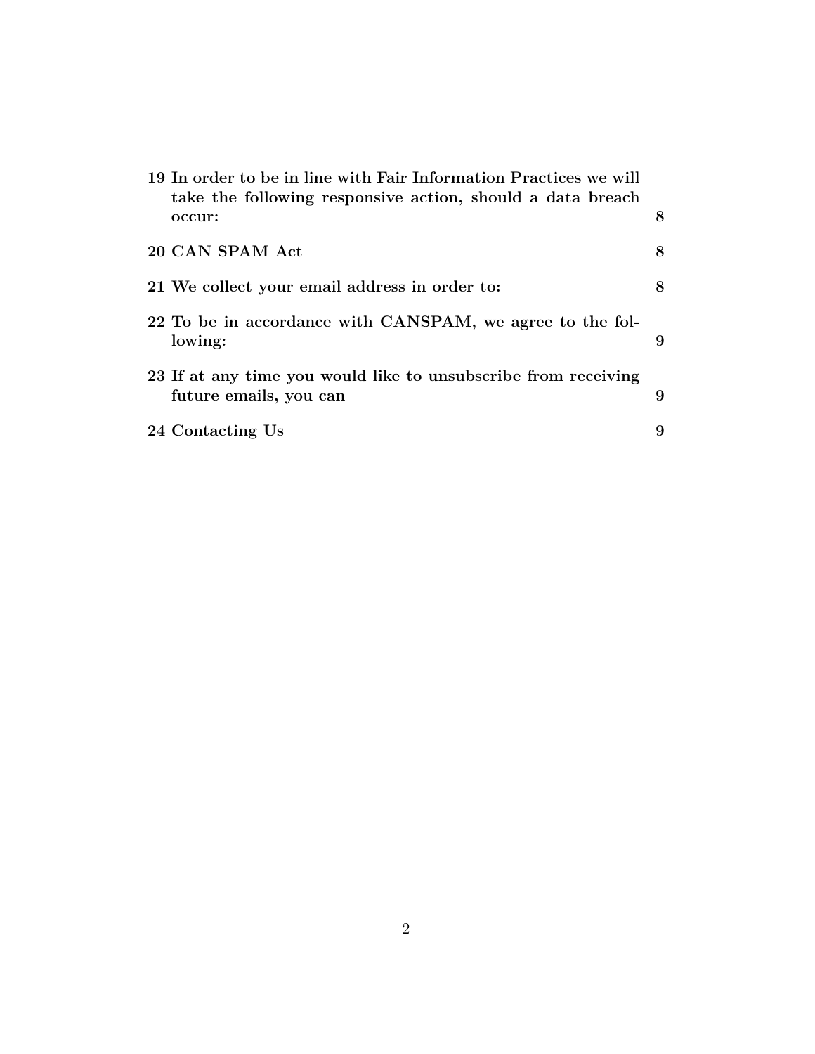**19 In order to be in line with Fair Information Practices we will take the following responsive action, should a data breach occur:** **8**

**20 CAN SPAM Act** **8**

**21 We collect your email address in order to:** **8**

**22 To be in accordance with CANSPAM, we agree to the following:** **9**

**23 If at any time you would like to unsubscribe from receiving future emails, you can** **9**

**24 Contacting Us** **9**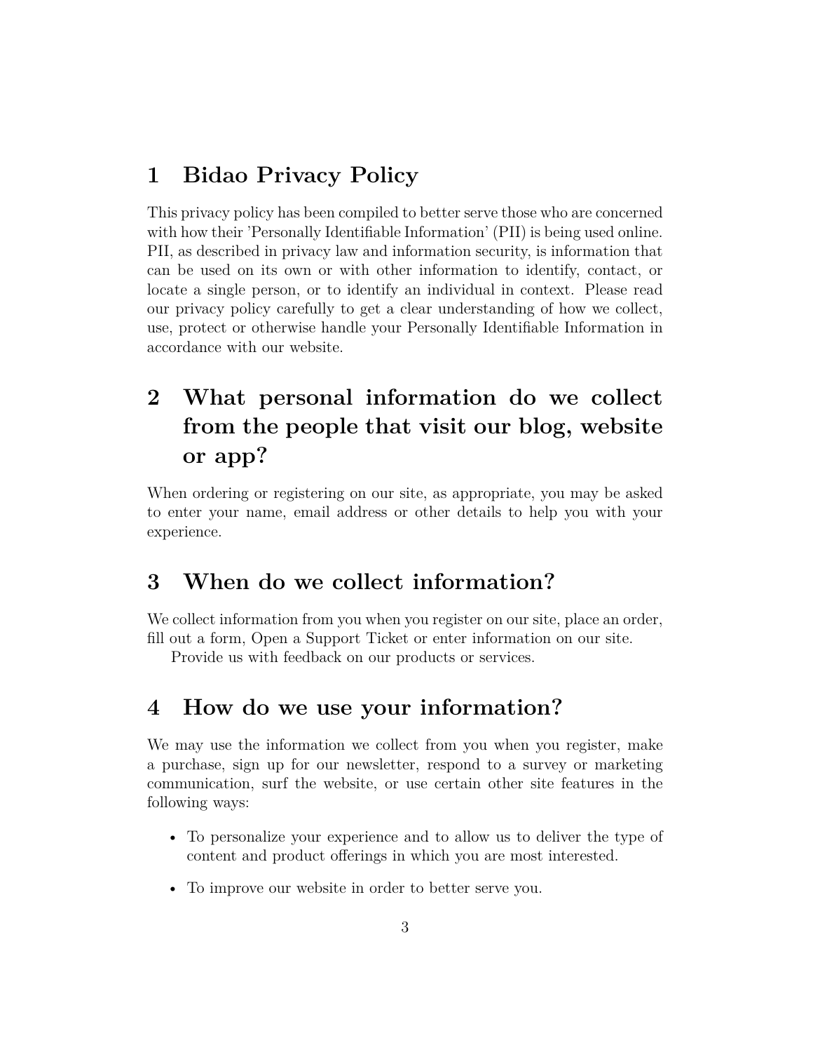# 1 Bidao Privacy Policy

This privacy policy has been compiled to better serve those who are concerned with how their 'Personally Identifiable Information' (PII) is being used online. PII, as described in privacy law and information security, is information that can be used on its own or with other information to identify, contact, or locate a single person, or to identify an individual in context. Please read our privacy policy carefully to get a clear understanding of how we collect, use, protect or otherwise handle your Personally Identifiable Information in accordance with our website.

# 2 What personal information do we collect from the people that visit our blog, website or app?

When ordering or registering on our site, as appropriate, you may be asked to enter your name, email address or other details to help you with your experience.

# 3 When do we collect information?

We collect information from you when you register on our site, place an order, fill out a form, Open a Support Ticket or enter information on our site.

Provide us with feedback on our products or services.

# 4 How do we use your information?

We may use the information we collect from you when you register, make a purchase, sign up for our newsletter, respond to a survey or marketing communication, surf the website, or use certain other site features in the following ways:

- To personalize your experience and to allow us to deliver the type of content and product offerings in which you are most interested.
- To improve our website in order to better serve you.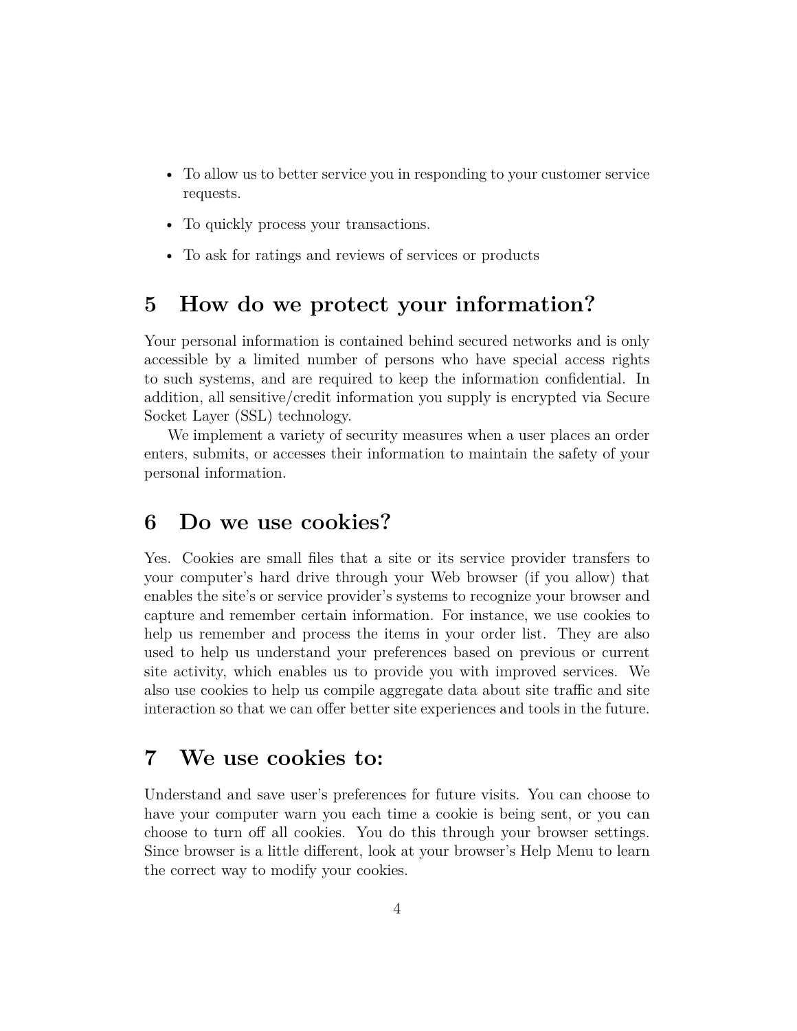- To allow us to better service you in responding to your customer service requests.
- To quickly process your transactions.
- To ask for ratings and reviews of services or products

# 5 How do we protect your information?

Your personal information is contained behind secured networks and is only accessible by a limited number of persons who have special access rights to such systems, and are required to keep the information confidential. In addition, all sensitive/credit information you supply is encrypted via Secure Socket Layer (SSL) technology.

We implement a variety of security measures when a user places an order enters, submits, or accesses their information to maintain the safety of your personal information.

# 6 Do we use cookies?

Yes. Cookies are small files that a site or its service provider transfers to your computer's hard drive through your Web browser (if you allow) that enables the site's or service provider's systems to recognize your browser and capture and remember certain information. For instance, we use cookies to help us remember and process the items in your order list. They are also used to help us understand your preferences based on previous or current site activity, which enables us to provide you with improved services. We also use cookies to help us compile aggregate data about site traffic and site interaction so that we can offer better site experiences and tools in the future.

# 7 We use cookies to:

Understand and save user's preferences for future visits. You can choose to have your computer warn you each time a cookie is being sent, or you can choose to turn off all cookies. You do this through your browser settings. Since browser is a little different, look at your browser's Help Menu to learn the correct way to modify your cookies.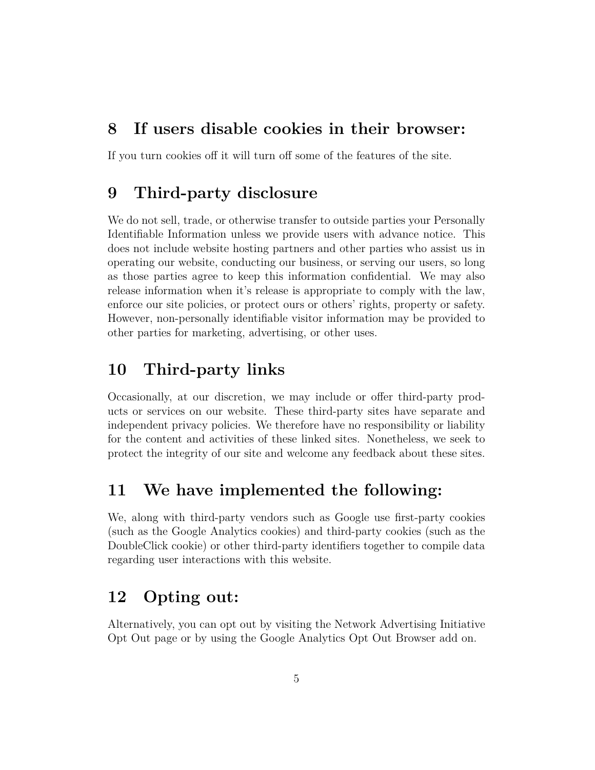## 8 If users disable cookies in their browser:

If you turn cookies off it will turn off some of the features of the site.

## 9 Third-party disclosure

We do not sell, trade, or otherwise transfer to outside parties your Personally Identifiable Information unless we provide users with advance notice. This does not include website hosting partners and other parties who assist us in operating our website, conducting our business, or serving our users, so long as those parties agree to keep this information confidential. We may also release information when it's release is appropriate to comply with the law, enforce our site policies, or protect ours or others' rights, property or safety. However, non-personally identifiable visitor information may be provided to other parties for marketing, advertising, or other uses.

## 10 Third-party links

Occasionally, at our discretion, we may include or offer third-party products or services on our website. These third-party sites have separate and independent privacy policies. We therefore have no responsibility or liability for the content and activities of these linked sites. Nonetheless, we seek to protect the integrity of our site and welcome any feedback about these sites.

## 11 We have implemented the following:

We, along with third-party vendors such as Google use first-party cookies (such as the Google Analytics cookies) and third-party cookies (such as the DoubleClick cookie) or other third-party identifiers together to compile data regarding user interactions with this website.

## 12 Opting out:

Alternatively, you can opt out by visiting the Network Advertising Initiative Opt Out page or by using the Google Analytics Opt Out Browser add on.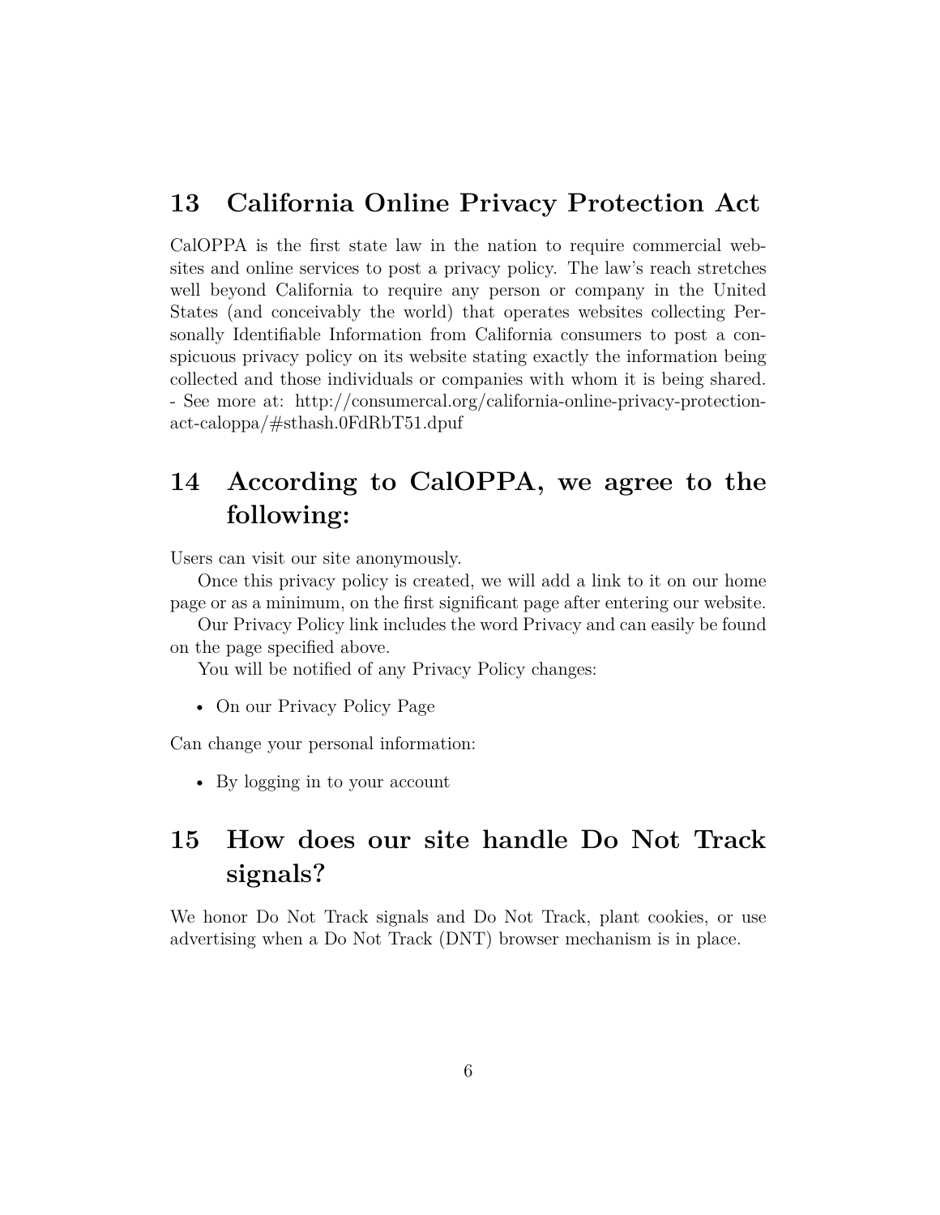## 13 California Online Privacy Protection Act

CalOPPA is the first state law in the nation to require commercial websites and online services to post a privacy policy. The law's reach stretches well beyond California to require any person or company in the United States (and conceivably the world) that operates websites collecting Personally Identifiable Information from California consumers to post a conspicuous privacy policy on its website stating exactly the information being collected and those individuals or companies with whom it is being shared. - See more at: http://consumercal.org/california-online-privacy-protection-act-caloppa/#sthash.0FdRbT51.dpuf

## 14 According to CalOPPA, we agree to the following:

Users can visit our site anonymously.

Once this privacy policy is created, we will add a link to it on our home page or as a minimum, on the first significant page after entering our website.

Our Privacy Policy link includes the word Privacy and can easily be found on the page specified above.

You will be notified of any Privacy Policy changes:

- On our Privacy Policy Page

Can change your personal information:

- By logging in to your account

## 15 How does our site handle Do Not Track signals?

We honor Do Not Track signals and Do Not Track, plant cookies, or use advertising when a Do Not Track (DNT) browser mechanism is in place.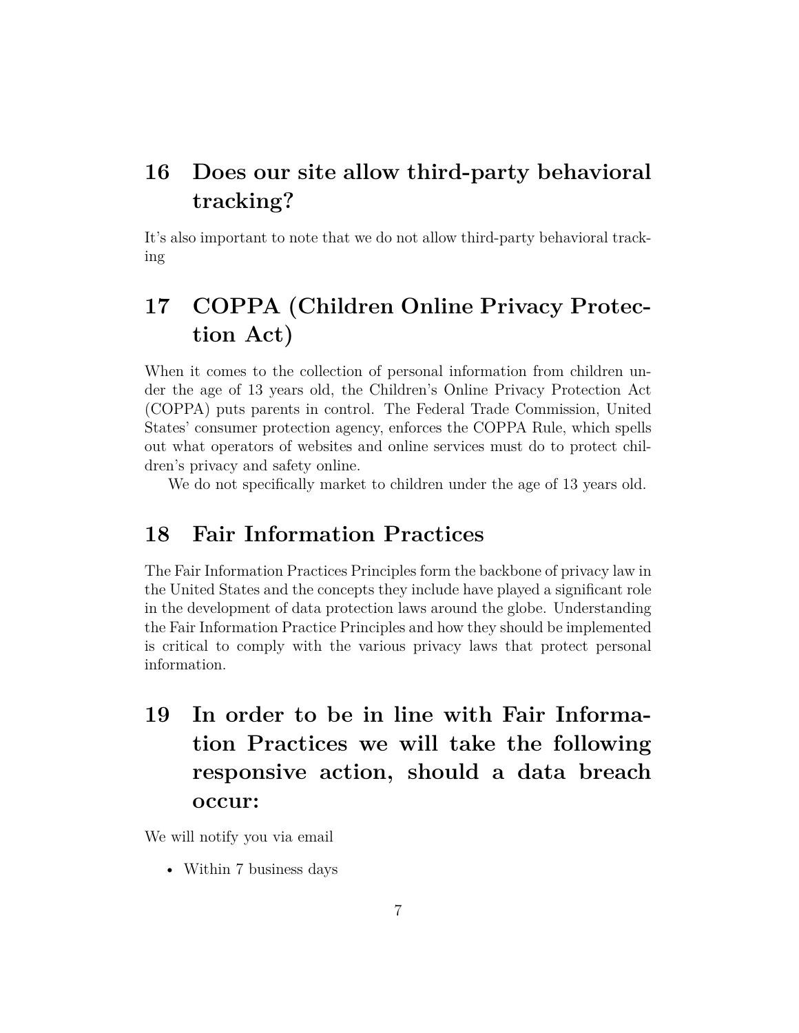## 16 Does our site allow third-party behavioral tracking?

It's also important to note that we do not allow third-party behavioral tracking

## 17 COPPA (Children Online Privacy Protection Act)

When it comes to the collection of personal information from children under the age of 13 years old, the Children's Online Privacy Protection Act (COPPA) puts parents in control. The Federal Trade Commission, United States' consumer protection agency, enforces the COPPA Rule, which spells out what operators of websites and online services must do to protect children's privacy and safety online.

We do not specifically market to children under the age of 13 years old.

## 18 Fair Information Practices

The Fair Information Practices Principles form the backbone of privacy law in the United States and the concepts they include have played a significant role in the development of data protection laws around the globe. Understanding the Fair Information Practice Principles and how they should be implemented is critical to comply with the various privacy laws that protect personal information.

## 19 In order to be in line with Fair Information Practices we will take the following responsive action, should a data breach occur:

We will notify you via email

- Within 7 business days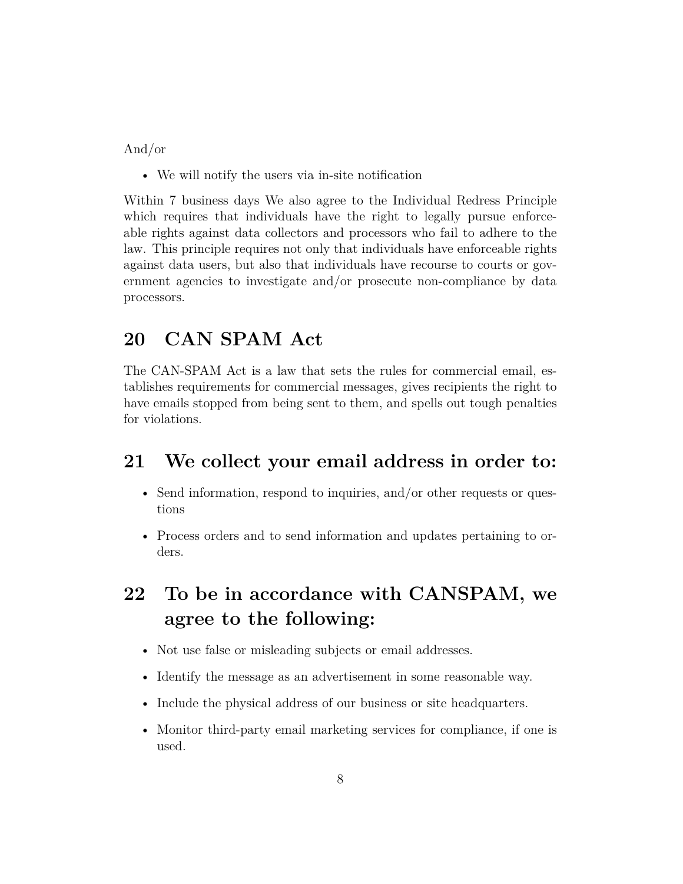And/or

- We will notify the users via in-site notification

Within 7 business days We also agree to the Individual Redress Principle which requires that individuals have the right to legally pursue enforceable rights against data collectors and processors who fail to adhere to the law. This principle requires not only that individuals have enforceable rights against data users, but also that individuals have recourse to courts or government agencies to investigate and/or prosecute non-compliance by data processors.

## 20 CAN SPAM Act

The CAN-SPAM Act is a law that sets the rules for commercial email, establishes requirements for commercial messages, gives recipients the right to have emails stopped from being sent to them, and spells out tough penalties for violations.

## 21 We collect your email address in order to:

- Send information, respond to inquiries, and/or other requests or questions
- Process orders and to send information and updates pertaining to orders.

## 22 To be in accordance with CANSPAM, we agree to the following:

- Not use false or misleading subjects or email addresses.
- Identify the message as an advertisement in some reasonable way.
- Include the physical address of our business or site headquarters.
- Monitor third-party email marketing services for compliance, if one is used.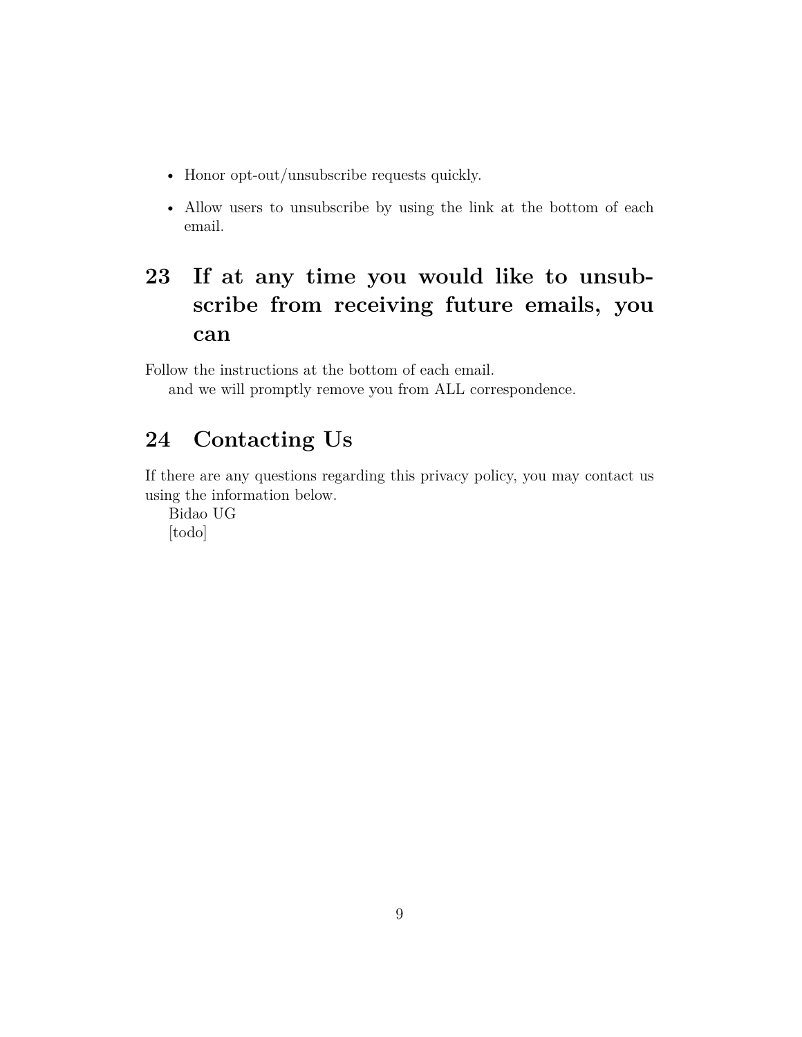- Honor opt-out/unsubscribe requests quickly.
- Allow users to unsubscribe by using the link at the bottom of each email.

# 23 If at any time you would like to unsubscribe from receiving future emails, you can

Follow the instructions at the bottom of each email.

and we will promptly remove you from ALL correspondence.

# 24 Contacting Us

If there are any questions regarding this privacy policy, you may contact us using the information below.

Bidao UG

[todo]